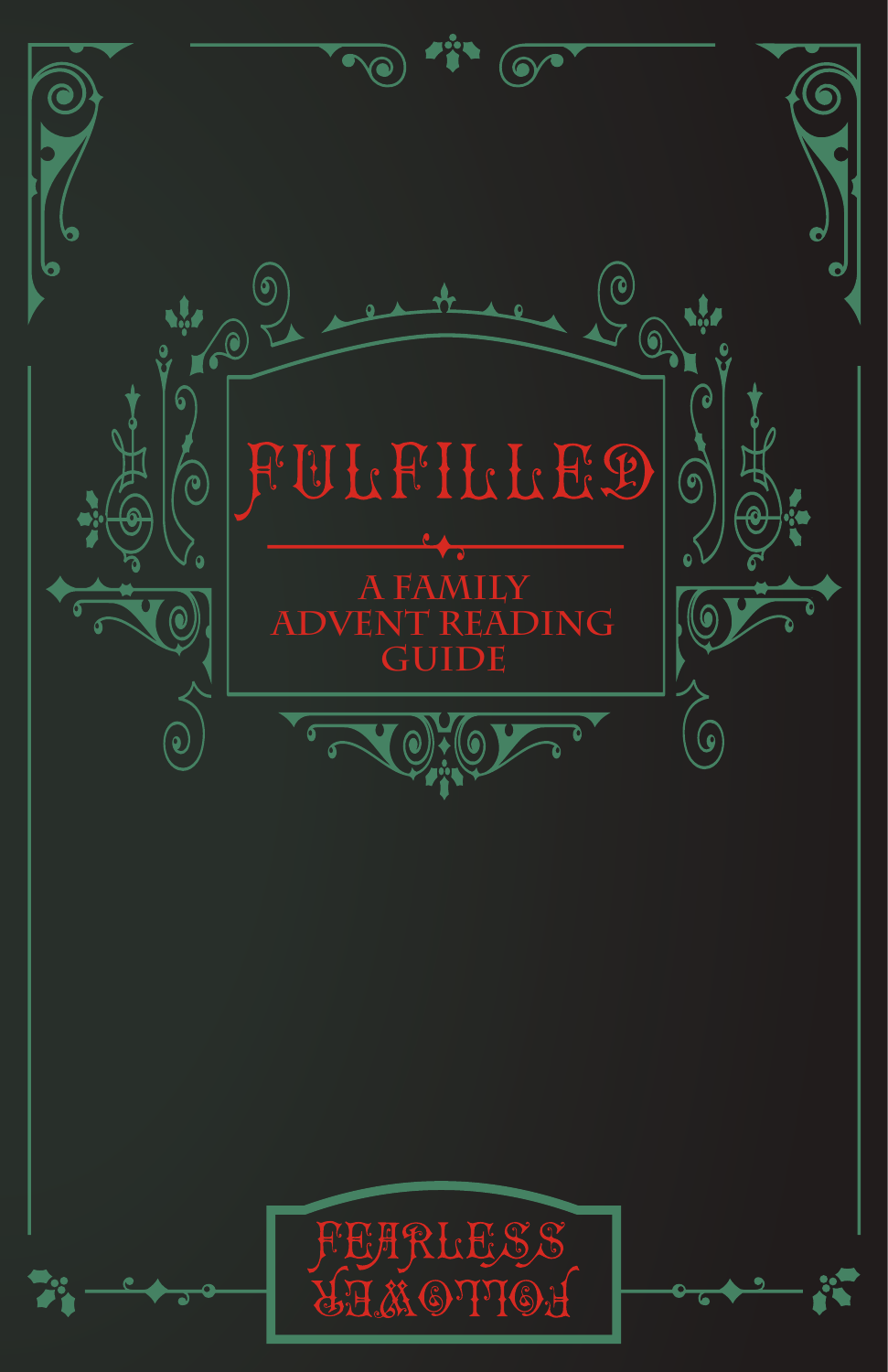# Fulfilled

## A Family Advent Reading Guide

Fearless Follower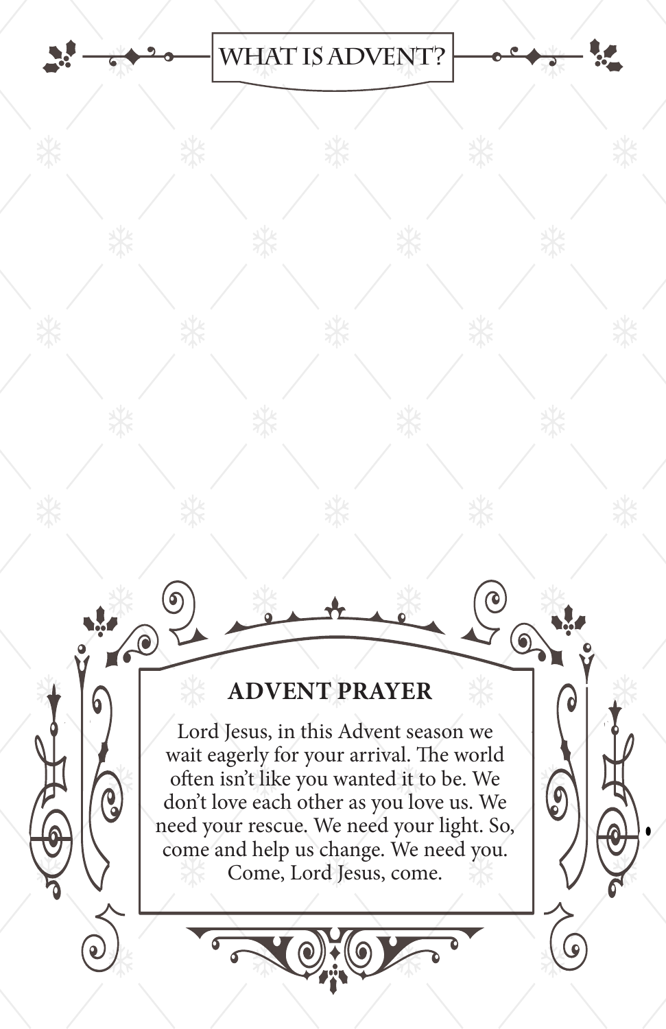# WHAT IS ADVENT?

## ADVENT PRAYER

Lord Jesus, in this Advent season we wait eagerly for your arrival. The world often isn't like you wanted it to be. We don't love each other as you love us. We need your rescue. We need your light. So, come and help us change. We need you. Come, Lord Jesus, come.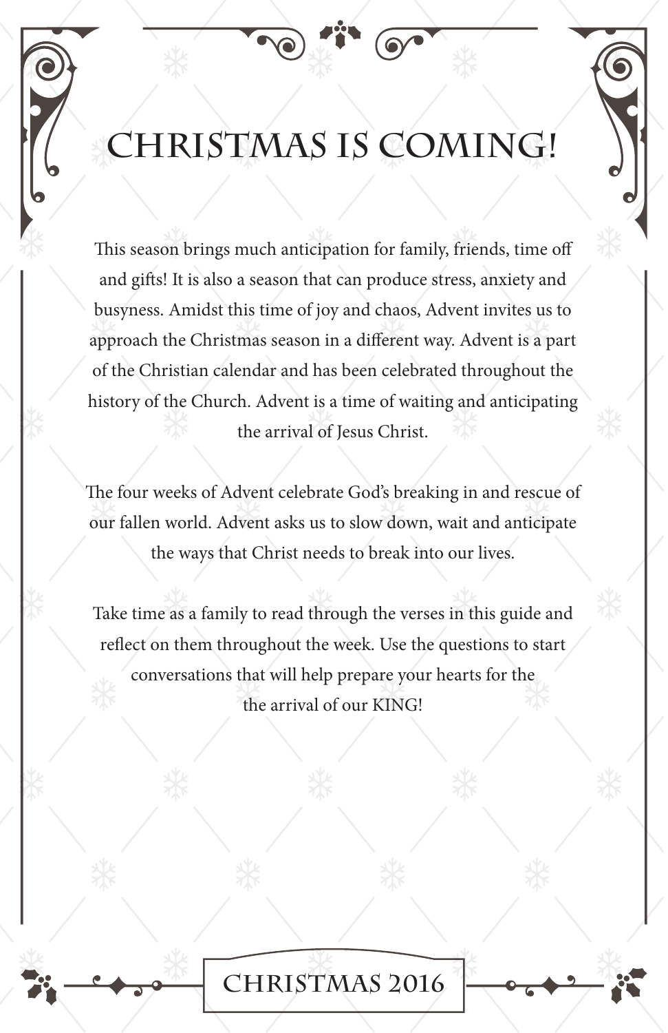# CHRISTMAS IS COMING!

This season brings much anticipation for family, friends, time off and gifts! It is also a season that can produce stress, anxiety and busyness. Amidst this time of joy and chaos, Advent invites us to approach the Christmas season in a different way. Advent is a part of the Christian calendar and has been celebrated throughout the history of the Church. Advent is a time of waiting and anticipating the arrival of Jesus Christ.

The four weeks of Advent celebrate God's breaking in and rescue of our fallen world. Advent asks us to slow down, wait and anticipate the ways that Christ needs to break into our lives.

Take time as a family to read through the verses in this guide and reflect on them throughout the week. Use the questions to start conversations that will help prepare your hearts for the the arrival of our KING!

CHRISTMAS 2016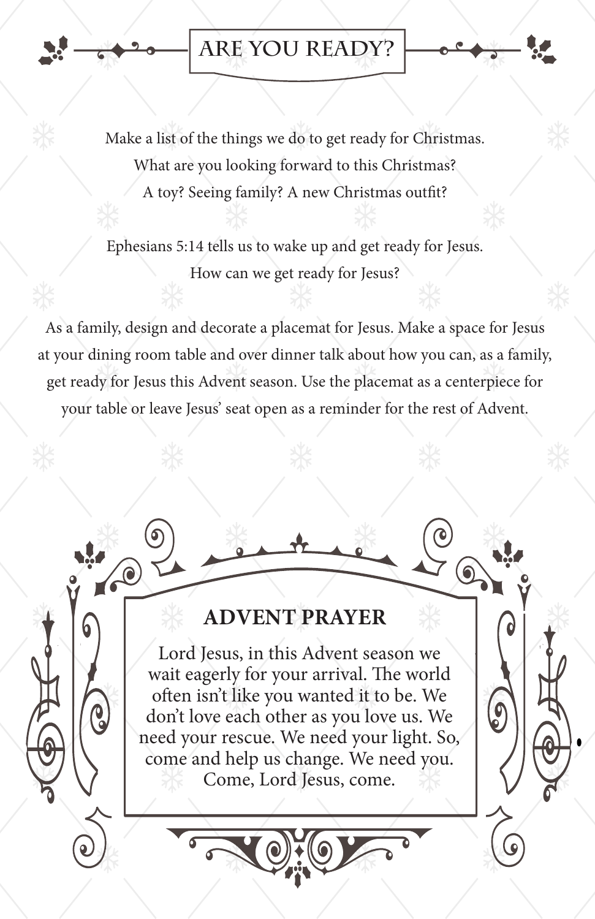# ARE YOU READY?

Make a list of the things we do to get ready for Christmas.
What are you looking forward to this Christmas?
A toy? Seeing family? A new Christmas outfit?

Ephesians 5:14 tells us to wake up and get ready for Jesus.
How can we get ready for Jesus?

As a family, design and decorate a placemat for Jesus. Make a space for Jesus at your dining room table and over dinner talk about how you can, as a family, get ready for Jesus this Advent season. Use the placemat as a centerpiece for your table or leave Jesus' seat open as a reminder for the rest of Advent.

## ADVENT PRAYER

Lord Jesus, in this Advent season we wait eagerly for your arrival. The world often isn't like you wanted it to be. We don't love each other as you love us. We need your rescue. We need your light. So, come and help us change. We need you. Come, Lord Jesus, come.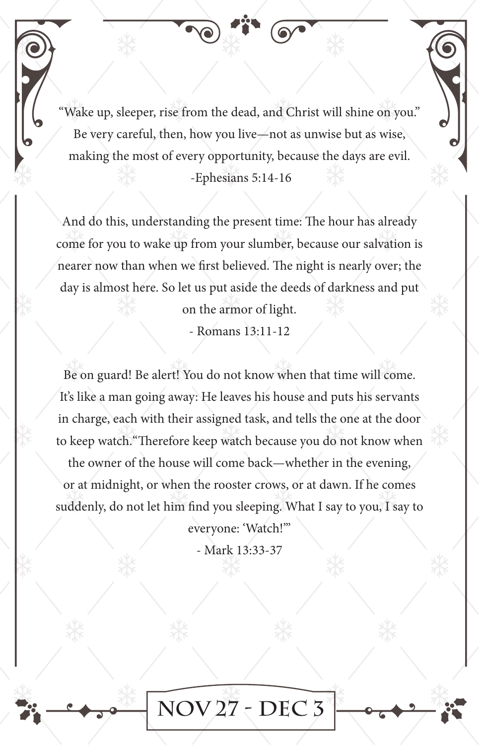"Wake up, sleeper, rise from the dead, and Christ will shine on you."
Be very careful, then, how you live—not as unwise but as wise,
making the most of every opportunity, because the days are evil.
-Ephesians 5:14-16

And do this, understanding the present time: The hour has already come for you to wake up from your slumber, because our salvation is nearer now than when we first believed. The night is nearly over; the day is almost here. So let us put aside the deeds of darkness and put on the armor of light.
- Romans 13:11-12

Be on guard! Be alert! You do not know when that time will come. It's like a man going away: He leaves his house and puts his servants in charge, each with their assigned task, and tells the one at the door to keep watch."Therefore keep watch because you do not know when the owner of the house will come back—whether in the evening, or at midnight, or when the rooster crows, or at dawn. If he comes suddenly, do not let him find you sleeping. What I say to you, I say to everyone: 'Watch!'"
- Mark 13:33-37

## NOV 27 - DEC 3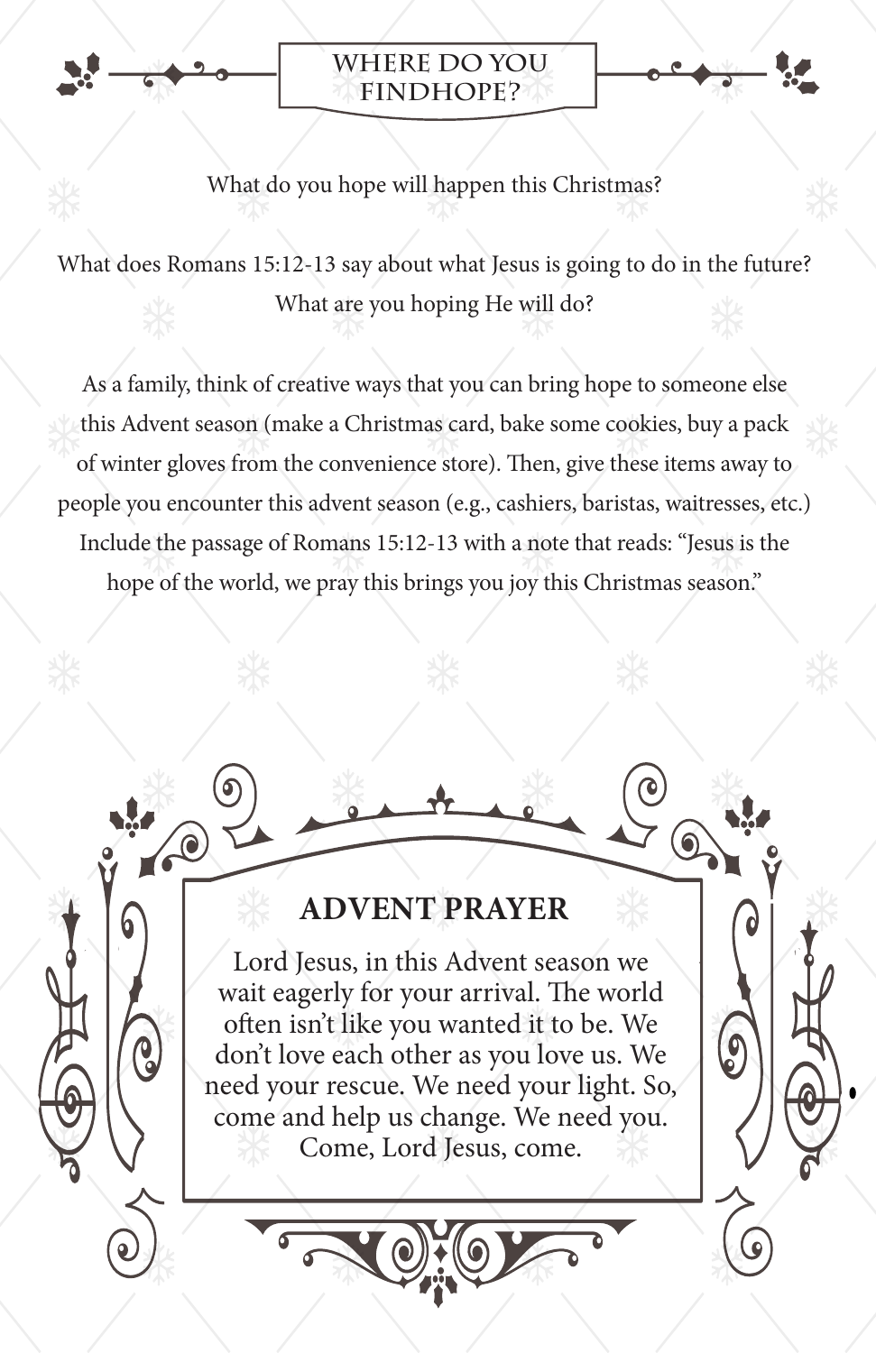## WHERE DO YOU FINDHOPE?

What do you hope will happen this Christmas?

What does Romans 15:12-13 say about what Jesus is going to do in the future? What are you hoping He will do?

As a family, think of creative ways that you can bring hope to someone else this Advent season (make a Christmas card, bake some cookies, buy a pack of winter gloves from the convenience store). Then, give these items away to people you encounter this advent season (e.g., cashiers, baristas, waitresses, etc.) Include the passage of Romans 15:12-13 with a note that reads: "Jesus is the hope of the world, we pray this brings you joy this Christmas season."

## ADVENT PRAYER

Lord Jesus, in this Advent season we wait eagerly for your arrival. The world often isn't like you wanted it to be. We don't love each other as you love us. We need your rescue. We need your light. So, come and help us change. We need you. Come, Lord Jesus, come.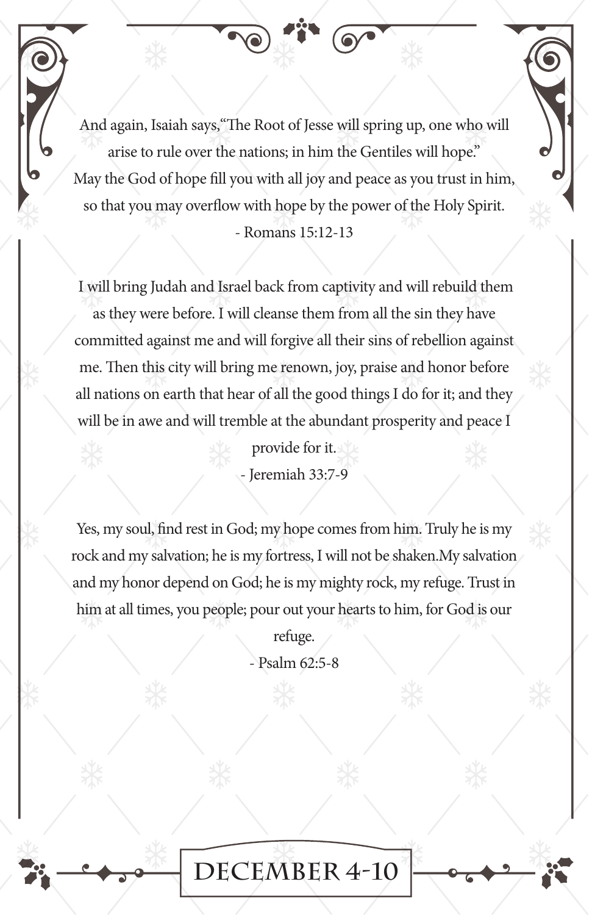And again, Isaiah says,"The Root of Jesse will spring up, one who will arise to rule over the nations; in him the Gentiles will hope." May the God of hope fill you with all joy and peace as you trust in him, so that you may overflow with hope by the power of the Holy Spirit.

- Romans 15:12-13

I will bring Judah and Israel back from captivity and will rebuild them as they were before. I will cleanse them from all the sin they have committed against me and will forgive all their sins of rebellion against me. Then this city will bring me renown, joy, praise and honor before all nations on earth that hear of all the good things I do for it; and they will be in awe and will tremble at the abundant prosperity and peace I provide for it.

- Jeremiah 33:7-9

Yes, my soul, find rest in God; my hope comes from him. Truly he is my rock and my salvation; he is my fortress, I will not be shaken.My salvation and my honor depend on God; he is my mighty rock, my refuge. Trust in him at all times, you people; pour out your hearts to him, for God is our refuge.

- Psalm 62:5-8

# DECEMBER 4-10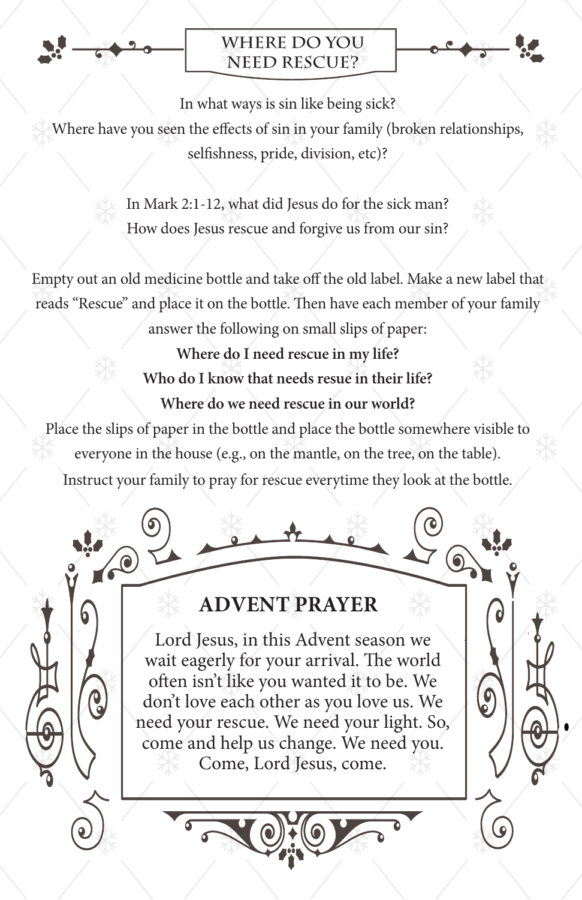## WHERE DO YOU NEED RESCUE?

In what ways is sin like being sick?
Where have you seen the effects of sin in your family (broken relationships, selfishness, pride, division, etc)?

In Mark 2:1-12, what did Jesus do for the sick man?
How does Jesus rescue and forgive us from our sin?

Empty out an old medicine bottle and take off the old label. Make a new label that reads "Rescue" and place it on the bottle. Then have each member of your family answer the following on small slips of paper:

**Where do I need rescue in my life?**
**Who do I know that needs resue in their life?**
**Where do we need rescue in our world?**

Place the slips of paper in the bottle and place the bottle somewhere visible to everyone in the house (e.g., on the mantle, on the tree, on the table). Instruct your family to pray for rescue everytime they look at the bottle.

## ADVENT PRAYER

Lord Jesus, in this Advent season we wait eagerly for your arrival. The world often isn't like you wanted it to be. We don't love each other as you love us. We need your rescue. We need your light. So, come and help us change. We need you. Come, Lord Jesus, come.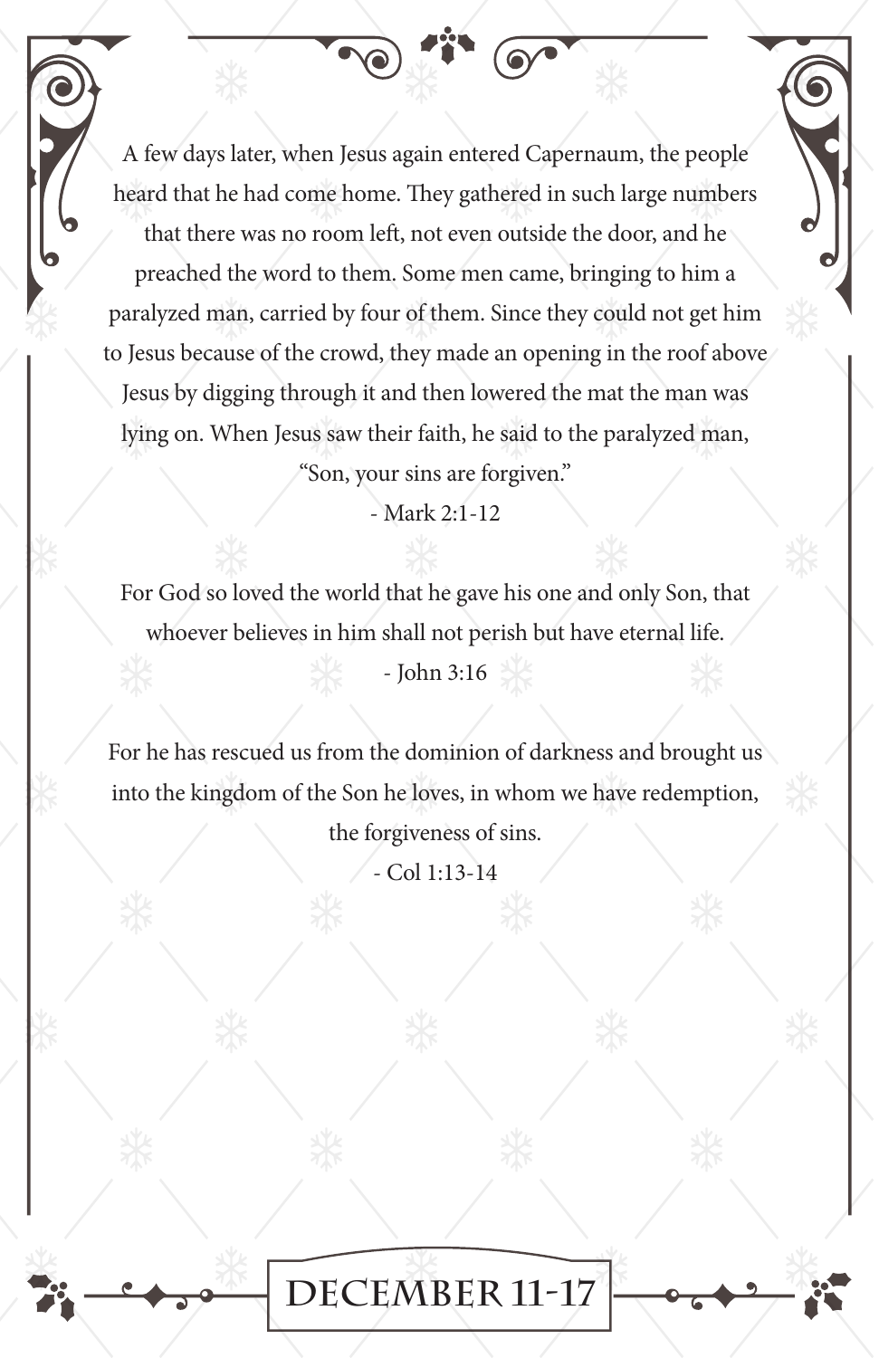A few days later, when Jesus again entered Capernaum, the people heard that he had come home. They gathered in such large numbers that there was no room left, not even outside the door, and he preached the word to them. Some men came, bringing to him a paralyzed man, carried by four of them. Since they could not get him to Jesus because of the crowd, they made an opening in the roof above Jesus by digging through it and then lowered the mat the man was lying on. When Jesus saw their faith, he said to the paralyzed man, "Son, your sins are forgiven."

- Mark 2:1-12

For God so loved the world that he gave his one and only Son, that whoever believes in him shall not perish but have eternal life.

- John 3:16

For he has rescued us from the dominion of darkness and brought us into the kingdom of the Son he loves, in whom we have redemption, the forgiveness of sins.

- Col 1:13-14

DECEMBER 11-17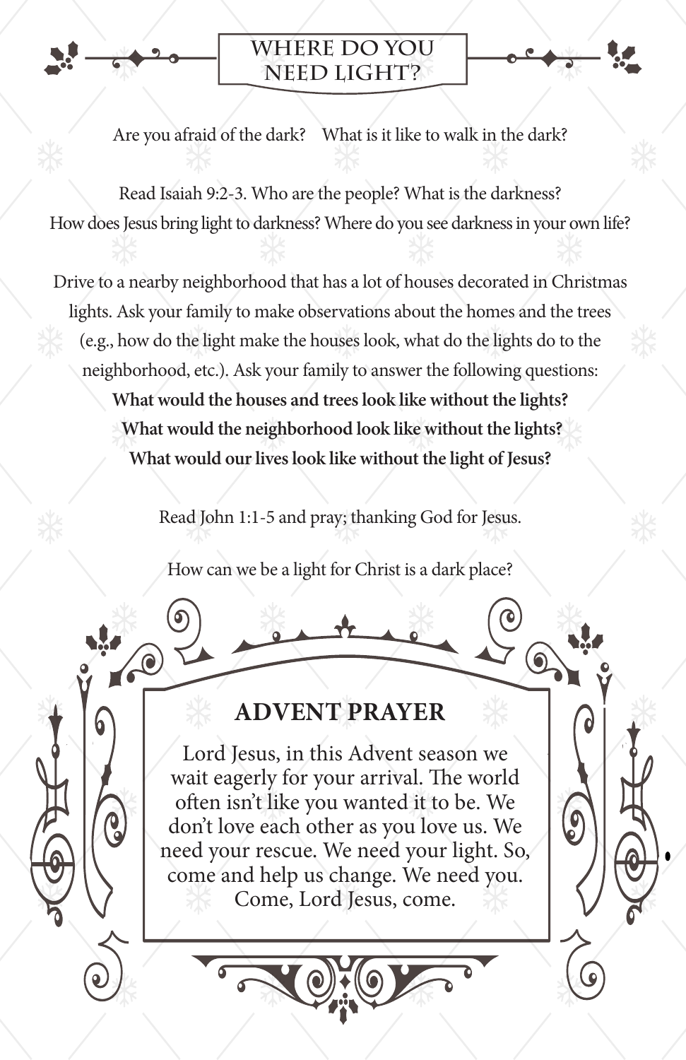# WHERE DO YOU NEED LIGHT?

Are you afraid of the dark? What is it like to walk in the dark?

Read Isaiah 9:2-3. Who are the people? What is the darkness? How does Jesus bring light to darkness? Where do you see darkness in your own life?

Drive to a nearby neighborhood that has a lot of houses decorated in Christmas lights. Ask your family to make observations about the homes and the trees (e.g., how do the light make the houses look, what do the lights do to the neighborhood, etc.). Ask your family to answer the following questions:

**What would the houses and trees look like without the lights?**
**What would the neighborhood look like without the lights?**
**What would our lives look like without the light of Jesus?**

Read John 1:1-5 and pray; thanking God for Jesus.

How can we be a light for Christ is a dark place?

## ADVENT PRAYER

Lord Jesus, in this Advent season we wait eagerly for your arrival. The world often isn't like you wanted it to be. We don't love each other as you love us. We need your rescue. We need your light. So, come and help us change. We need you. Come, Lord Jesus, come.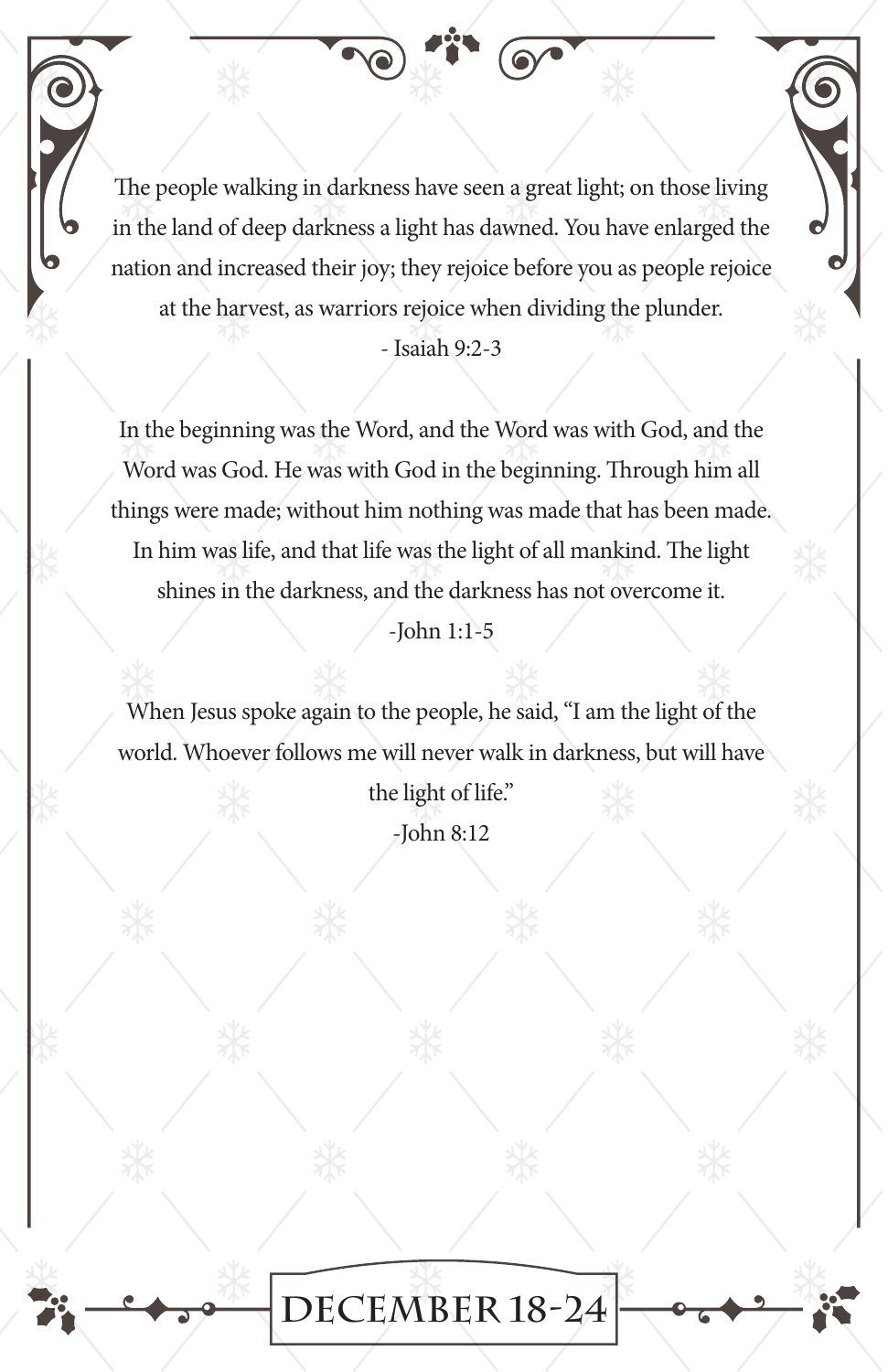The people walking in darkness have seen a great light; on those living in the land of deep darkness a light has dawned. You have enlarged the nation and increased their joy; they rejoice before you as people rejoice at the harvest, as warriors rejoice when dividing the plunder.

- Isaiah 9:2-3

In the beginning was the Word, and the Word was with God, and the Word was God. He was with God in the beginning. Through him all things were made; without him nothing was made that has been made. In him was life, and that life was the light of all mankind. The light shines in the darkness, and the darkness has not overcome it.

-John 1:1-5

When Jesus spoke again to the people, he said, "I am the light of the world. Whoever follows me will never walk in darkness, but will have the light of life."

-John 8:12

## DECEMBER 18-24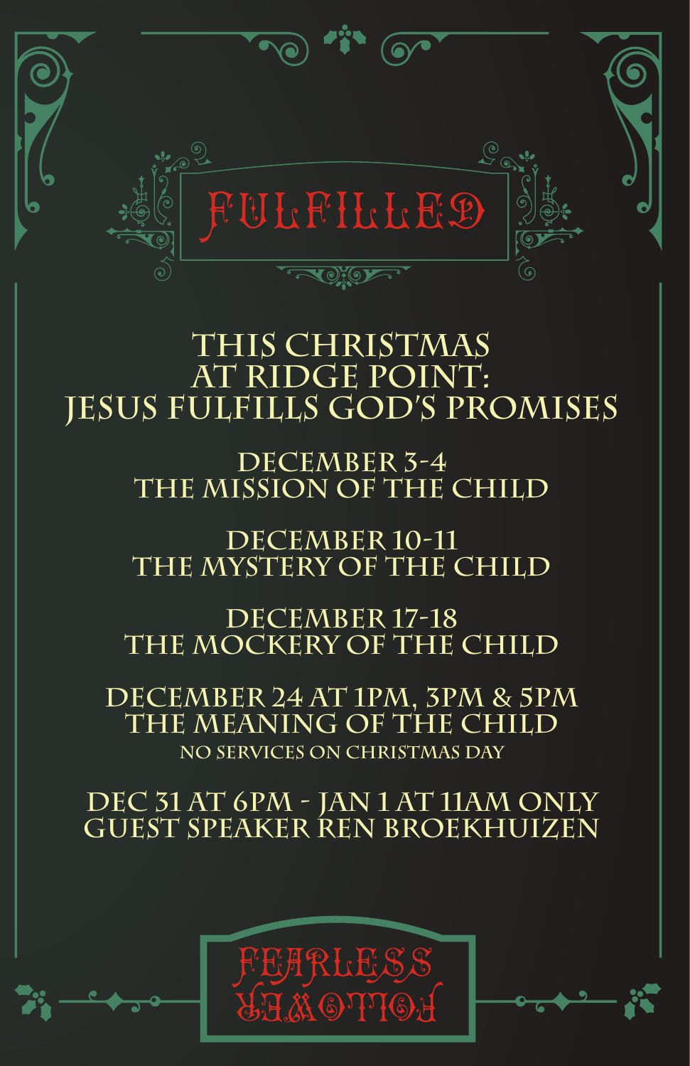# FULFILLED

## THIS CHRISTMAS AT RIDGE POINT: JESUS FULFILLS GOD'S PROMISES

**DECEMBER 3-4**
THE MISSION OF THE CHILD

**DECEMBER 10-11**
THE MYSTERY OF THE CHILD

**DECEMBER 17-18**
THE MOCKERY OF THE CHILD

**DECEMBER 24 AT 1PM, 3PM & 5PM**
THE MEANING OF THE CHILD
NO SERVICES ON CHRISTMAS DAY

**DEC 31 AT 6PM - JAN 1 AT 11AM ONLY**
GUEST SPEAKER REN BROEKHUIZEN

FEARLESS FOLLOWER